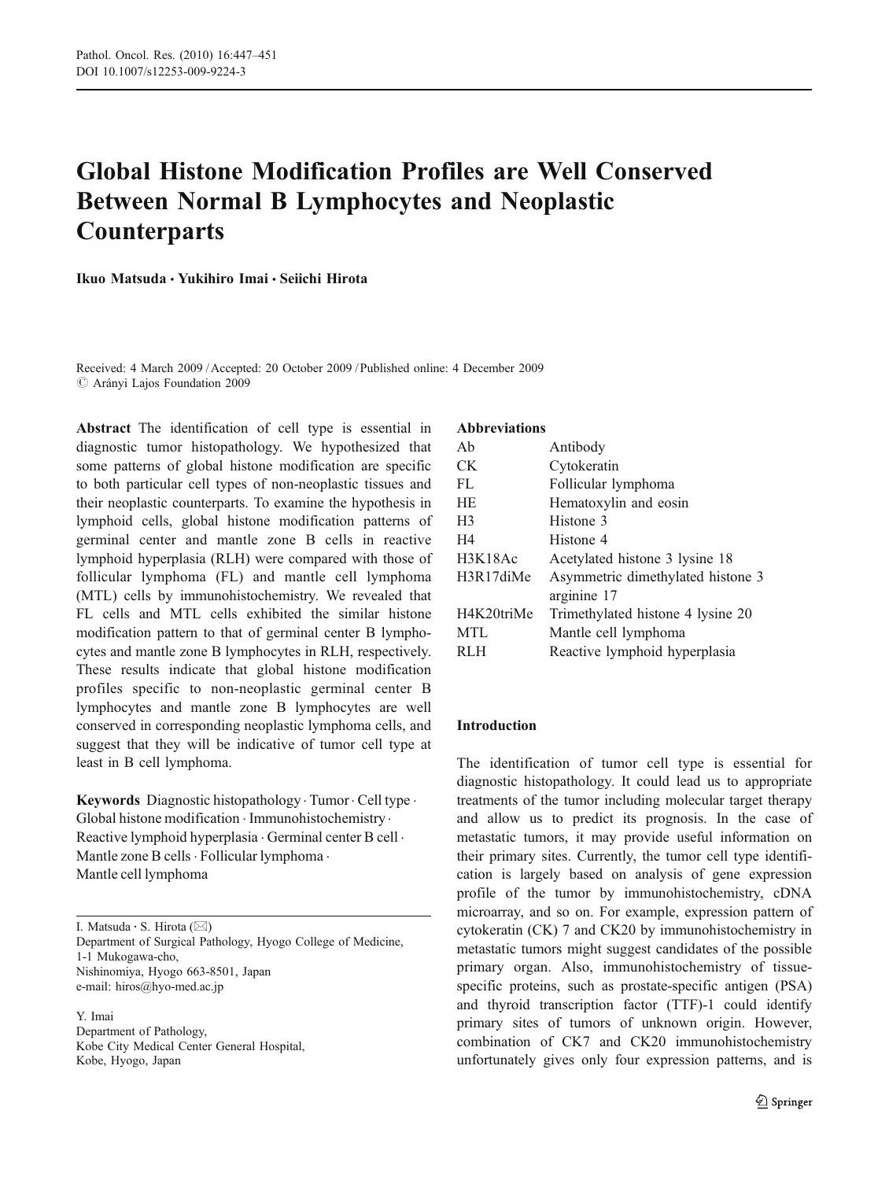// Running header "Pathol. Oncol. Res. (2010) 16:447–451 / DOI 10.1007/s12253-009-9224-3" is omitted per rule 6 as journal metadata.
# Global Histone Modification Profiles are Well Conserved Between Normal B Lymphocytes and Neoplastic Counterparts

Ikuo Matsuda · Yukihiro Imai · Seiichi Hirota

Received: 4 March 2009 / Accepted: 20 October 2009 / Published online: 4 December 2009
© Arányi Lajos Foundation 2009

**Abstract** The identification of cell type is essential in diagnostic tumor histopathology. We hypothesized that some patterns of global histone modification are specific to both particular cell types of non-neoplastic tissues and their neoplastic counterparts. To examine the hypothesis in lymphoid cells, global histone modification patterns of germinal center and mantle zone B cells in reactive lymphoid hyperplasia (RLH) were compared with those of follicular lymphoma (FL) and mantle cell lymphoma (MTL) cells by immunohistochemistry. We revealed that FL cells and MTL cells exhibited the similar histone modification pattern to that of germinal center B lymphocytes and mantle zone B lymphocytes in RLH, respectively. These results indicate that global histone modification profiles specific to non-neoplastic germinal center B lymphocytes and mantle zone B lymphocytes are well conserved in corresponding neoplastic lymphoma cells, and suggest that they will be indicative of tumor cell type at least in B cell lymphoma.

**Keywords** Diagnostic histopathology · Tumor · Cell type · Global histone modification · Immunohistochemistry · Reactive lymphoid hyperplasia · Germinal center B cell · Mantle zone B cells · Follicular lymphoma · Mantle cell lymphoma

I. Matsuda · S. Hirota (✉)
Department of Surgical Pathology, Hyogo College of Medicine,
1-1 Mukogawa-cho,
Nishinomiya, Hyogo 663-8501, Japan
e-mail: hiros@hyo-med.ac.jp

Y. Imai
Department of Pathology,
Kobe City Medical Center General Hospital,
Kobe, Hyogo, Japan

**Abbreviations**

| | |
|---|---|
| Ab | Antibody |
| CK | Cytokeratin |
| FL | Follicular lymphoma |
| HE | Hematoxylin and eosin |
| H3 | Histone 3 |
| H4 | Histone 4 |
| H3K18Ac | Acetylated histone 3 lysine 18 |
| H3R17diMe | Asymmetric dimethylated histone 3 arginine 17 |
| H4K20triMe | Trimethylated histone 4 lysine 20 |
| MTL | Mantle cell lymphoma |
| RLH | Reactive lymphoid hyperplasia |

## Introduction

The identification of tumor cell type is essential for diagnostic histopathology. It could lead us to appropriate treatments of the tumor including molecular target therapy and allow us to predict its prognosis. In the case of metastatic tumors, it may provide useful information on their primary sites. Currently, the tumor cell type identification is largely based on analysis of gene expression profile of the tumor by immunohistochemistry, cDNA microarray, and so on. For example, expression pattern of cytokeratin (CK) 7 and CK20 by immunohistochemistry in metastatic tumors might suggest candidates of the possible primary organ. Also, immunohistochemistry of tissue-specific proteins, such as prostate-specific antigen (PSA) and thyroid transcription factor (TTF)-1 could identify primary sites of tumors of unknown origin. However, combination of CK7 and CK20 immunohistochemistry unfortunately gives only four expression patterns, and is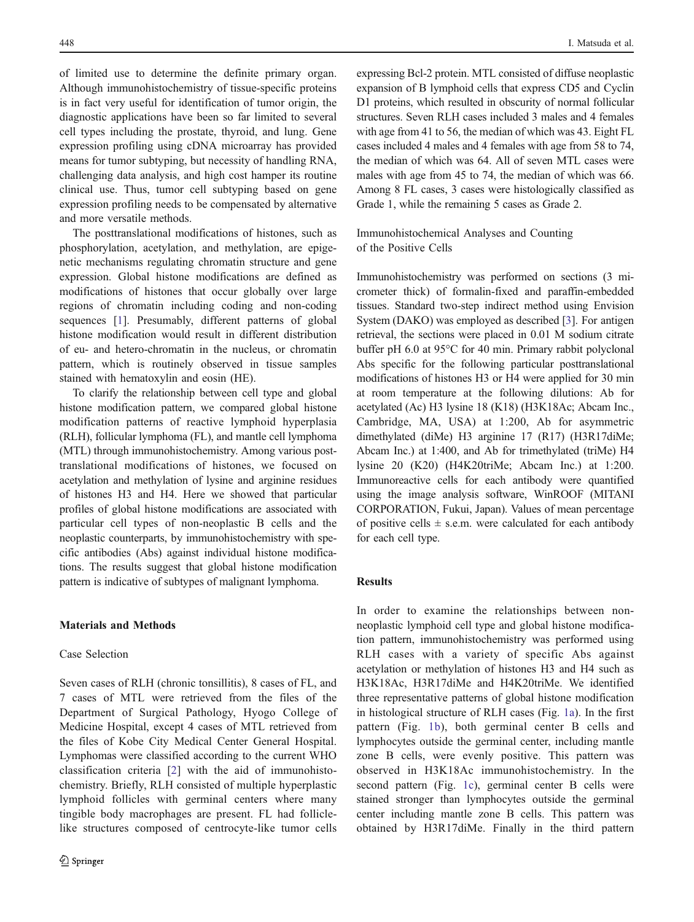of limited use to determine the definite primary organ. Although immunohistochemistry of tissue-specific proteins is in fact very useful for identification of tumor origin, the diagnostic applications have been so far limited to several cell types including the prostate, thyroid, and lung. Gene expression profiling using cDNA microarray has provided means for tumor subtyping, but necessity of handling RNA, challenging data analysis, and high cost hamper its routine clinical use. Thus, tumor cell subtyping based on gene expression profiling needs to be compensated by alternative and more versatile methods.

The posttranslational modifications of histones, such as phosphorylation, acetylation, and methylation, are epigenetic mechanisms regulating chromatin structure and gene expression. Global histone modifications are defined as modifications of histones that occur globally over large regions of chromatin including coding and non-coding sequences [1]. Presumably, different patterns of global histone modification would result in different distribution of eu- and hetero-chromatin in the nucleus, or chromatin pattern, which is routinely observed in tissue samples stained with hematoxylin and eosin (HE).

To clarify the relationship between cell type and global histone modification pattern, we compared global histone modification patterns of reactive lymphoid hyperplasia (RLH), follicular lymphoma (FL), and mantle cell lymphoma (MTL) through immunohistochemistry. Among various posttranslational modifications of histones, we focused on acetylation and methylation of lysine and arginine residues of histones H3 and H4. Here we showed that particular profiles of global histone modifications are associated with particular cell types of non-neoplastic B cells and the neoplastic counterparts, by immunohistochemistry with specific antibodies (Abs) against individual histone modifications. The results suggest that global histone modification pattern is indicative of subtypes of malignant lymphoma.

## Materials and Methods

### Case Selection

Seven cases of RLH (chronic tonsillitis), 8 cases of FL, and 7 cases of MTL were retrieved from the files of the Department of Surgical Pathology, Hyogo College of Medicine Hospital, except 4 cases of MTL retrieved from the files of Kobe City Medical Center General Hospital. Lymphomas were classified according to the current WHO classification criteria [2] with the aid of immunohistochemistry. Briefly, RLH consisted of multiple hyperplastic lymphoid follicles with germinal centers where many tingible body macrophages are present. FL had follicle-like structures composed of centrocyte-like tumor cells expressing Bcl-2 protein. MTL consisted of diffuse neoplastic expansion of B lymphoid cells that express CD5 and Cyclin D1 proteins, which resulted in obscurity of normal follicular structures. Seven RLH cases included 3 males and 4 females with age from 41 to 56, the median of which was 43. Eight FL cases included 4 males and 4 females with age from 58 to 74, the median of which was 64. All of seven MTL cases were males with age from 45 to 74, the median of which was 66. Among 8 FL cases, 3 cases were histologically classified as Grade 1, while the remaining 5 cases as Grade 2.

### Immunohistochemical Analyses and Counting of the Positive Cells

Immunohistochemistry was performed on sections (3 micrometer thick) of formalin-fixed and paraffin-embedded tissues. Standard two-step indirect method using Envision System (DAKO) was employed as described [3]. For antigen retrieval, the sections were placed in 0.01 M sodium citrate buffer pH 6.0 at 95°C for 40 min. Primary rabbit polyclonal Abs specific for the following particular posttranslational modifications of histones H3 or H4 were applied for 30 min at room temperature at the following dilutions: Ab for acetylated (Ac) H3 lysine 18 (K18) (H3K18Ac; Abcam Inc., Cambridge, MA, USA) at 1:200, Ab for asymmetric dimethylated (diMe) H3 arginine 17 (R17) (H3R17diMe; Abcam Inc.) at 1:400, and Ab for trimethylated (triMe) H4 lysine 20 (K20) (H4K20triMe; Abcam Inc.) at 1:200. Immunoreactive cells for each antibody were quantified using the image analysis software, WinROOF (MITANI CORPORATION, Fukui, Japan). Values of mean percentage of positive cells ± s.e.m. were calculated for each antibody for each cell type.

## Results

In order to examine the relationships between non-neoplastic lymphoid cell type and global histone modification pattern, immunohistochemistry was performed using RLH cases with a variety of specific Abs against acetylation or methylation of histones H3 and H4 such as H3K18Ac, H3R17diMe and H4K20triMe. We identified three representative patterns of global histone modification in histological structure of RLH cases (Fig. 1a). In the first pattern (Fig. 1b), both germinal center B cells and lymphocytes outside the germinal center, including mantle zone B cells, were evenly positive. This pattern was observed in H3K18Ac immunohistochemistry. In the second pattern (Fig. 1c), germinal center B cells were stained stronger than lymphocytes outside the germinal center including mantle zone B cells. This pattern was obtained by H3R17diMe. Finally in the third pattern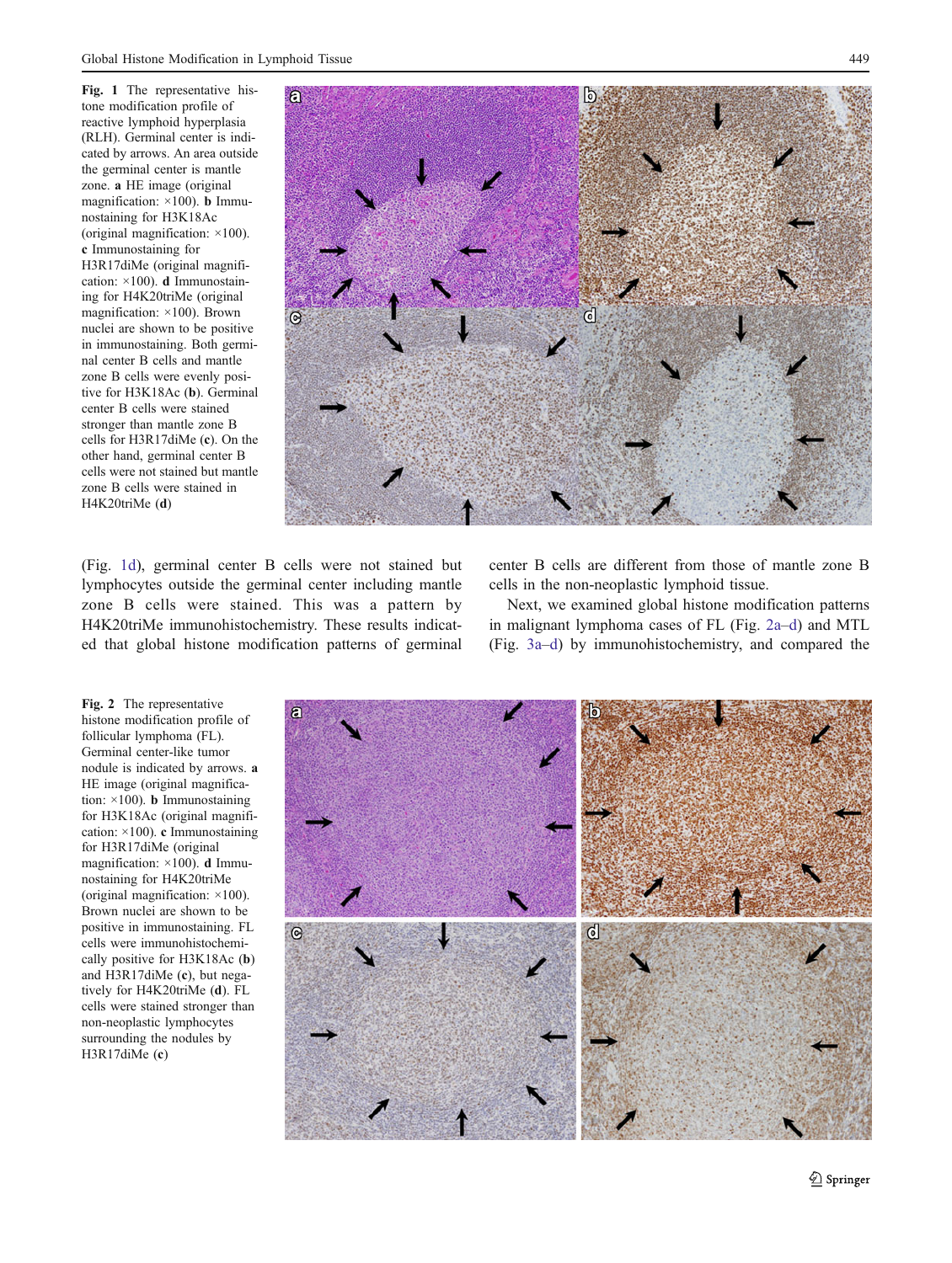Fig. 1 The representative histone modification profile of reactive lymphoid hyperplasia (RLH). Germinal center is indicated by arrows. An area outside the germinal center is mantle zone. **a** HE image (original magnification: ×100). **b** Immunostaining for H3K18Ac (original magnification: ×100). **c** Immunostaining for H3R17diMe (original magnification: ×100). **d** Immunostaining for H4K20triMe (original magnification: ×100). Brown nuclei are shown to be positive in immunostaining. Both germinal center B cells and mantle zone B cells were evenly positive for H3K18Ac (**b**). Germinal center B cells were stained stronger than mantle zone B cells for H3R17diMe (**c**). On the other hand, germinal center B cells were not stained but mantle zone B cells were stained in H4K20triMe (**d**)

(Fig. 1d), germinal center B cells were not stained but lymphocytes outside the germinal center including mantle zone B cells were stained. This was a pattern by H4K20triMe immunohistochemistry. These results indicated that global histone modification patterns of germinal center B cells are different from those of mantle zone B cells in the non-neoplastic lymphoid tissue.

Next, we examined global histone modification patterns in malignant lymphoma cases of FL (Fig. 2a–d) and MTL (Fig. 3a–d) by immunohistochemistry, and compared the

Fig. 2 The representative histone modification profile of follicular lymphoma (FL). Germinal center-like tumor nodule is indicated by arrows. **a** HE image (original magnification: ×100). **b** Immunostaining for H3K18Ac (original magnification: ×100). **c** Immunostaining for H3R17diMe (original magnification: ×100). **d** Immunostaining for H4K20triMe (original magnification: ×100). Brown nuclei are shown to be positive in immunostaining. FL cells were immunohistochemically positive for H3K18Ac (**b**) and H3R17diMe (**c**), but negatively for H4K20triMe (**d**). FL cells were stained stronger than non-neoplastic lymphocytes surrounding the nodules by H3R17diMe (**c**)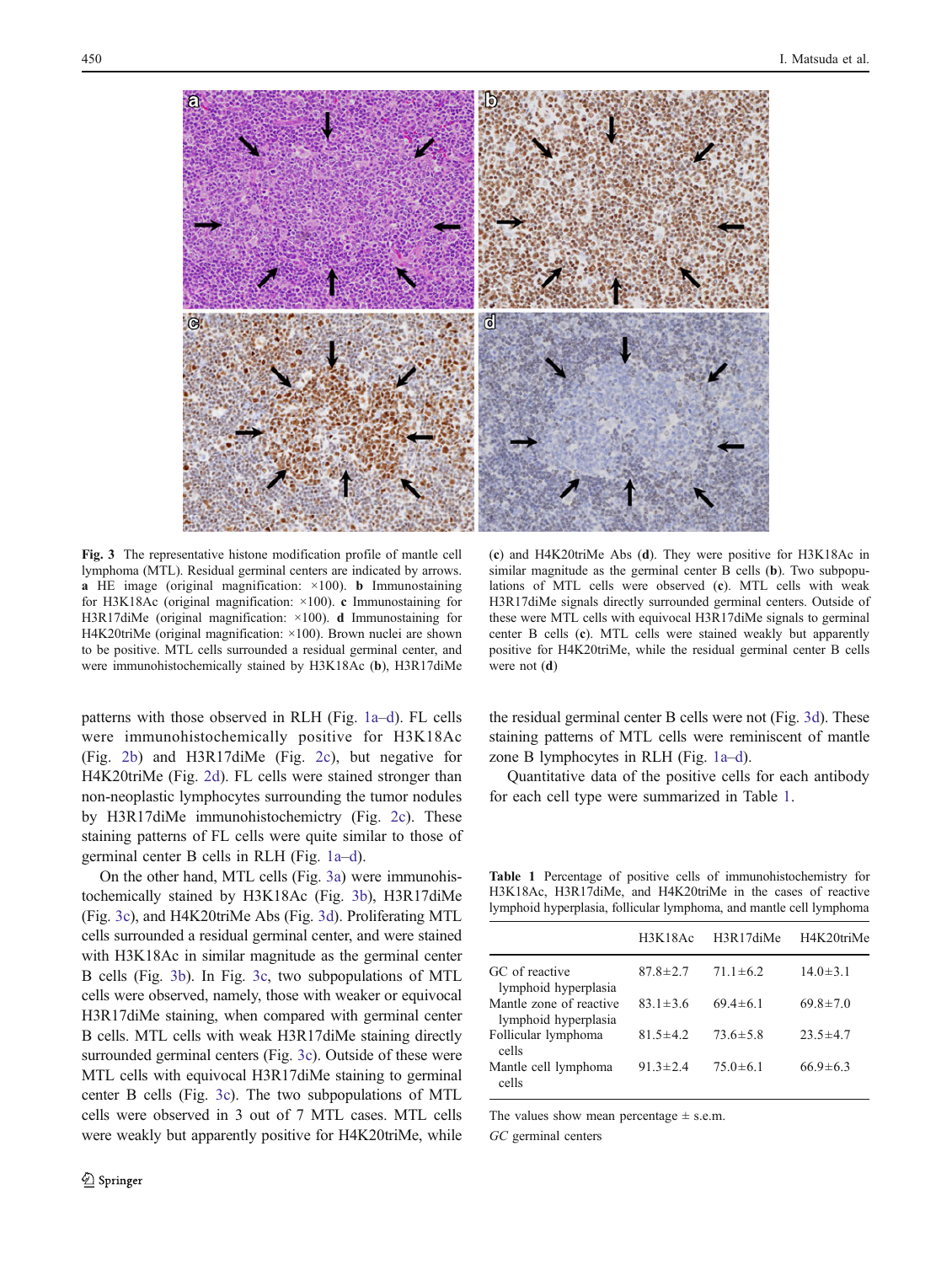**Fig. 3** The representative histone modification profile of mantle cell lymphoma (MTL). Residual germinal centers are indicated by arrows. **a** HE image (original magnification: ×100). **b** Immunostaining for H3K18Ac (original magnification: ×100). **c** Immunostaining for H3R17diMe (original magnification: ×100). **d** Immunostaining for H4K20triMe (original magnification: ×100). Brown nuclei are shown to be positive. MTL cells surrounded a residual germinal center, and were immunohistochemically stained by H3K18Ac (**b**), H3R17diMe (**c**) and H4K20triMe Abs (**d**). They were positive for H3K18Ac in similar magnitude as the germinal center B cells (**b**). Two subpopulations of MTL cells were observed (**c**). MTL cells with weak H3R17diMe signals directly surrounded germinal centers. Outside of these were MTL cells with equivocal H3R17diMe signals to germinal center B cells (**c**). MTL cells were stained weakly but apparently positive for H4K20triMe, while the residual germinal center B cells were not (**d**)

patterns with those observed in RLH (Fig. 1a–d). FL cells were immunohistochemically positive for H3K18Ac (Fig. 2b) and H3R17diMe (Fig. 2c), but negative for H4K20triMe (Fig. 2d). FL cells were stained stronger than non-neoplastic lymphocytes surrounding the tumor nodules by H3R17diMe immunohistochemictry (Fig. 2c). These staining patterns of FL cells were quite similar to those of germinal center B cells in RLH (Fig. 1a–d).

On the other hand, MTL cells (Fig. 3a) were immunohistochemically stained by H3K18Ac (Fig. 3b), H3R17diMe (Fig. 3c), and H4K20triMe Abs (Fig. 3d). Proliferating MTL cells surrounded a residual germinal center, and were stained with H3K18Ac in similar magnitude as the germinal center B cells (Fig. 3b). In Fig. 3c, two subpopulations of MTL cells were observed, namely, those with weaker or equivocal H3R17diMe staining, when compared with germinal center B cells. MTL cells with weak H3R17diMe staining directly surrounded germinal centers (Fig. 3c). Outside of these were MTL cells with equivocal H3R17diMe staining to germinal center B cells (Fig. 3c). The two subpopulations of MTL cells were observed in 3 out of 7 MTL cases. MTL cells were weakly but apparently positive for H4K20triMe, while the residual germinal center B cells were not (Fig. 3d). These staining patterns of MTL cells were reminiscent of mantle zone B lymphocytes in RLH (Fig. 1a–d).

Quantitative data of the positive cells for each antibody for each cell type were summarized in Table 1.

**Table 1** Percentage of positive cells of immunohistochemistry for H3K18Ac, H3R17diMe, and H4K20triMe in the cases of reactive lymphoid hyperplasia, follicular lymphoma, and mantle cell lymphoma

| | H3K18Ac | H3R17diMe | H4K20triMe |
|---|---|---|---|
| GC of reactive lymphoid hyperplasia | 87.8±2.7 | 71.1±6.2 | 14.0±3.1 |
| Mantle zone of reactive lymphoid hyperplasia | 83.1±3.6 | 69.4±6.1 | 69.8±7.0 |
| Follicular lymphoma cells | 81.5±4.2 | 73.6±5.8 | 23.5±4.7 |
| Mantle cell lymphoma cells | 91.3±2.4 | 75.0±6.1 | 66.9±6.3 |

The values show mean percentage ± s.e.m.

*GC* germinal centers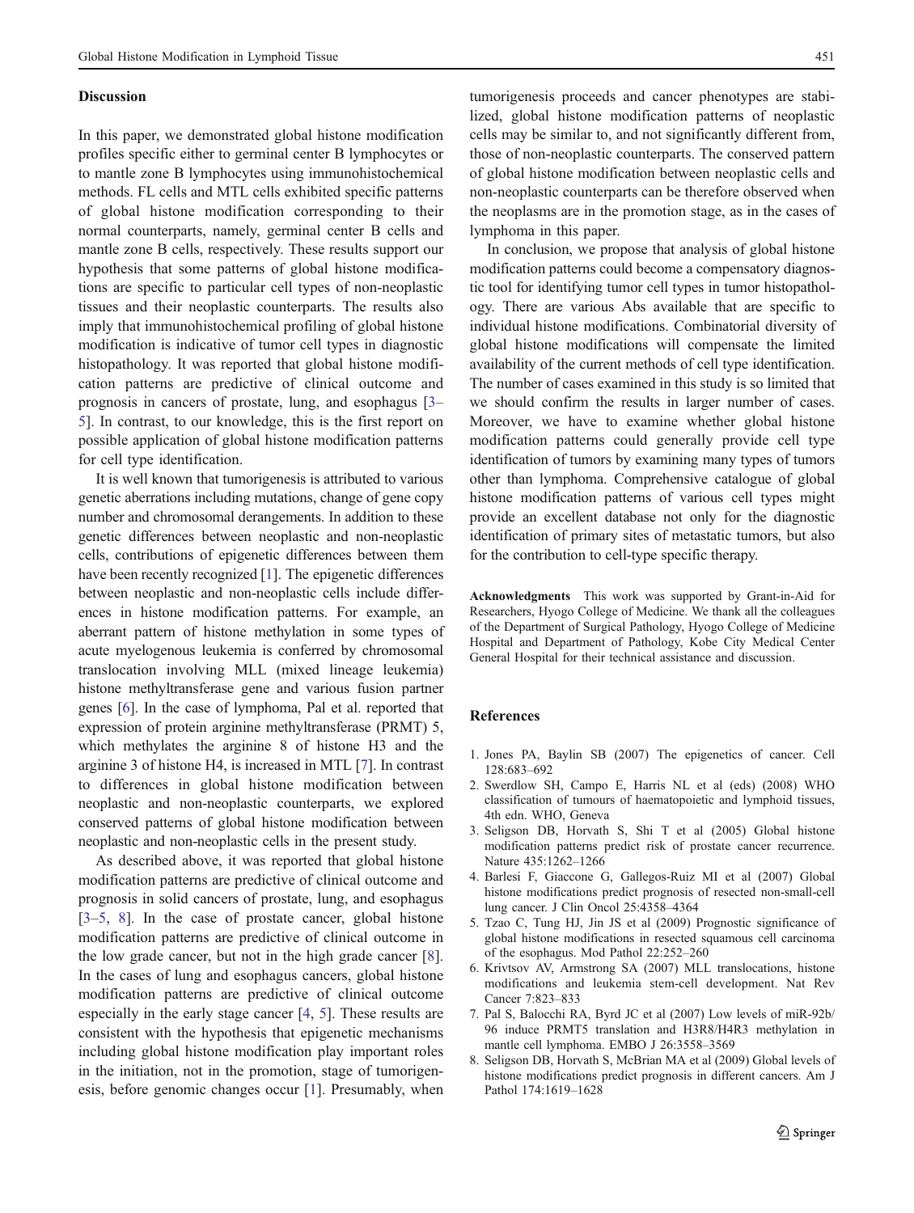### Discussion

In this paper, we demonstrated global histone modification profiles specific either to germinal center B lymphocytes or to mantle zone B lymphocytes using immunohistochemical methods. FL cells and MTL cells exhibited specific patterns of global histone modification corresponding to their normal counterparts, namely, germinal center B cells and mantle zone B cells, respectively. These results support our hypothesis that some patterns of global histone modifications are specific to particular cell types of non-neoplastic tissues and their neoplastic counterparts. The results also imply that immunohistochemical profiling of global histone modification is indicative of tumor cell types in diagnostic histopathology. It was reported that global histone modification patterns are predictive of clinical outcome and prognosis in cancers of prostate, lung, and esophagus [3–5]. In contrast, to our knowledge, this is the first report on possible application of global histone modification patterns for cell type identification.

It is well known that tumorigenesis is attributed to various genetic aberrations including mutations, change of gene copy number and chromosomal derangements. In addition to these genetic differences between neoplastic and non-neoplastic cells, contributions of epigenetic differences between them have been recently recognized [1]. The epigenetic differences between neoplastic and non-neoplastic cells include differences in histone modification patterns. For example, an aberrant pattern of histone methylation in some types of acute myelogenous leukemia is conferred by chromosomal translocation involving MLL (mixed lineage leukemia) histone methyltransferase gene and various fusion partner genes [6]. In the case of lymphoma, Pal et al. reported that expression of protein arginine methyltransferase (PRMT) 5, which methylates the arginine 8 of histone H3 and the arginine 3 of histone H4, is increased in MTL [7]. In contrast to differences in global histone modification between neoplastic and non-neoplastic counterparts, we explored conserved patterns of global histone modification between neoplastic and non-neoplastic cells in the present study.

As described above, it was reported that global histone modification patterns are predictive of clinical outcome and prognosis in solid cancers of prostate, lung, and esophagus [3–5, 8]. In the case of prostate cancer, global histone modification patterns are predictive of clinical outcome in the low grade cancer, but not in the high grade cancer [8]. In the cases of lung and esophagus cancers, global histone modification patterns are predictive of clinical outcome especially in the early stage cancer [4, 5]. These results are consistent with the hypothesis that epigenetic mechanisms including global histone modification play important roles in the initiation, not in the promotion, stage of tumorigenesis, before genomic changes occur [1]. Presumably, when tumorigenesis proceeds and cancer phenotypes are stabilized, global histone modification patterns of neoplastic cells may be similar to, and not significantly different from, those of non-neoplastic counterparts. The conserved pattern of global histone modification between neoplastic cells and non-neoplastic counterparts can be therefore observed when the neoplasms are in the promotion stage, as in the cases of lymphoma in this paper.

In conclusion, we propose that analysis of global histone modification patterns could become a compensatory diagnostic tool for identifying tumor cell types in tumor histopathology. There are various Abs available that are specific to individual histone modifications. Combinatorial diversity of global histone modifications will compensate the limited availability of the current methods of cell type identification. The number of cases examined in this study is so limited that we should confirm the results in larger number of cases. Moreover, we have to examine whether global histone modification patterns could generally provide cell type identification of tumors by examining many types of tumors other than lymphoma. Comprehensive catalogue of global histone modification patterns of various cell types might provide an excellent database not only for the diagnostic identification of primary sites of metastatic tumors, but also for the contribution to cell-type specific therapy.

**Acknowledgments** This work was supported by Grant-in-Aid for Researchers, Hyogo College of Medicine. We thank all the colleagues of the Department of Surgical Pathology, Hyogo College of Medicine Hospital and Department of Pathology, Kobe City Medical Center General Hospital for their technical assistance and discussion.

### References

1. Jones PA, Baylin SB (2007) The epigenetics of cancer. Cell 128:683–692
2. Swerdlow SH, Campo E, Harris NL et al (eds) (2008) WHO classification of tumours of haematopoietic and lymphoid tissues, 4th edn. WHO, Geneva
3. Seligson DB, Horvath S, Shi T et al (2005) Global histone modification patterns predict risk of prostate cancer recurrence. Nature 435:1262–1266
4. Barlesi F, Giaccone G, Gallegos-Ruiz MI et al (2007) Global histone modifications predict prognosis of resected non-small-cell lung cancer. J Clin Oncol 25:4358–4364
5. Tzao C, Tung HJ, Jin JS et al (2009) Prognostic significance of global histone modifications in resected squamous cell carcinoma of the esophagus. Mod Pathol 22:252–260
6. Krivtsov AV, Armstrong SA (2007) MLL translocations, histone modifications and leukemia stem-cell development. Nat Rev Cancer 7:823–833
7. Pal S, Balocchi RA, Byrd JC et al (2007) Low levels of miR-92b/96 induce PRMT5 translation and H3R8/H4R3 methylation in mantle cell lymphoma. EMBO J 26:3558–3569
8. Seligson DB, Horvath S, McBrian MA et al (2009) Global levels of histone modifications predict prognosis in different cancers. Am J Pathol 174:1619–1628